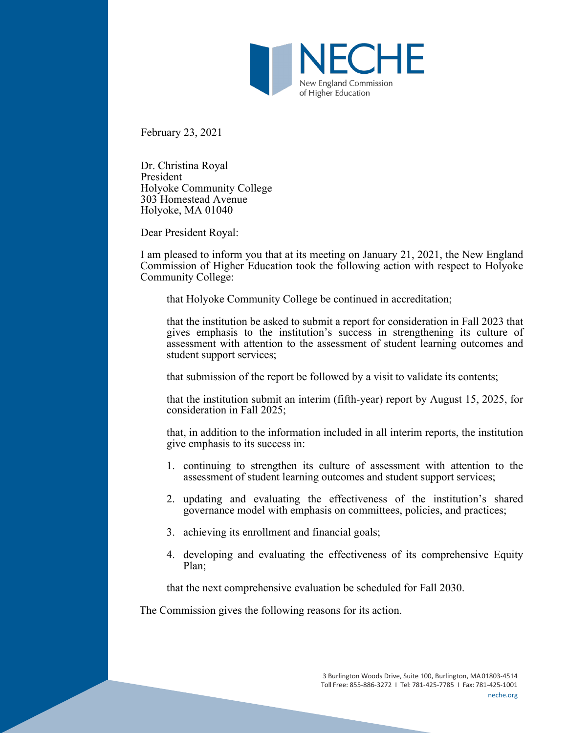February 23, 2021

Dr. Christina Royal
President
Holyoke Community College
303 Homestead Avenue
Holyoke, MA 01040

Dear President Royal:

I am pleased to inform you that at its meeting on January 21, 2021, the New England Commission of Higher Education took the following action with respect to Holyoke Community College:

> that Holyoke Community College be continued in accreditation;
>
> that the institution be asked to submit a report for consideration in Fall 2023 that gives emphasis to the institution's success in strengthening its culture of assessment with attention to the assessment of student learning outcomes and student support services;
>
> that submission of the report be followed by a visit to validate its contents;
>
> that the institution submit an interim (fifth-year) report by August 15, 2025, for consideration in Fall 2025;
>
> that, in addition to the information included in all interim reports, the institution give emphasis to its success in:
>
> 1. continuing to strengthen its culture of assessment with attention to the assessment of student learning outcomes and student support services;
> 2. updating and evaluating the effectiveness of the institution's shared governance model with emphasis on committees, policies, and practices;
> 3. achieving its enrollment and financial goals;
> 4. developing and evaluating the effectiveness of its comprehensive Equity Plan;
>
> that the next comprehensive evaluation be scheduled for Fall 2030.

The Commission gives the following reasons for its action.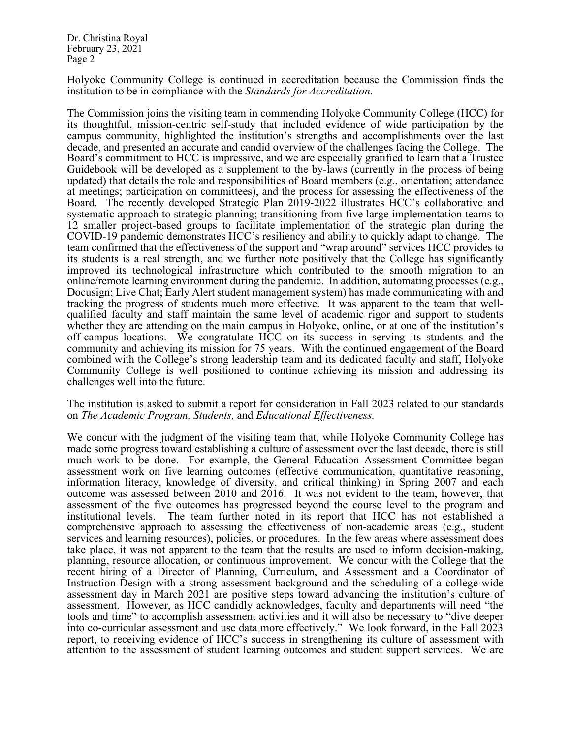Holyoke Community College is continued in accreditation because the Commission finds the institution to be in compliance with the *Standards for Accreditation*.

The Commission joins the visiting team in commending Holyoke Community College (HCC) for its thoughtful, mission-centric self-study that included evidence of wide participation by the campus community, highlighted the institution's strengths and accomplishments over the last decade, and presented an accurate and candid overview of the challenges facing the College. The Board's commitment to HCC is impressive, and we are especially gratified to learn that a Trustee Guidebook will be developed as a supplement to the by-laws (currently in the process of being updated) that details the role and responsibilities of Board members (e.g., orientation; attendance at meetings; participation on committees), and the process for assessing the effectiveness of the Board. The recently developed Strategic Plan 2019-2022 illustrates HCC's collaborative and systematic approach to strategic planning; transitioning from five large implementation teams to 12 smaller project-based groups to facilitate implementation of the strategic plan during the COVID-19 pandemic demonstrates HCC's resiliency and ability to quickly adapt to change. The team confirmed that the effectiveness of the support and "wrap around" services HCC provides to its students is a real strength, and we further note positively that the College has significantly improved its technological infrastructure which contributed to the smooth migration to an online/remote learning environment during the pandemic. In addition, automating processes (e.g., Docusign; Live Chat; Early Alert student management system) has made communicating with and tracking the progress of students much more effective. It was apparent to the team that well-qualified faculty and staff maintain the same level of academic rigor and support to students whether they are attending on the main campus in Holyoke, online, or at one of the institution's off-campus locations. We congratulate HCC on its success in serving its students and the community and achieving its mission for 75 years. With the continued engagement of the Board combined with the College's strong leadership team and its dedicated faculty and staff, Holyoke Community College is well positioned to continue achieving its mission and addressing its challenges well into the future.

The institution is asked to submit a report for consideration in Fall 2023 related to our standards on *The Academic Program, Students,* and *Educational Effectiveness.*

We concur with the judgment of the visiting team that, while Holyoke Community College has made some progress toward establishing a culture of assessment over the last decade, there is still much work to be done. For example, the General Education Assessment Committee began assessment work on five learning outcomes (effective communication, quantitative reasoning, information literacy, knowledge of diversity, and critical thinking) in Spring 2007 and each outcome was assessed between 2010 and 2016. It was not evident to the team, however, that assessment of the five outcomes has progressed beyond the course level to the program and institutional levels. The team further noted in its report that HCC has not established a comprehensive approach to assessing the effectiveness of non-academic areas (e.g., student services and learning resources), policies, or procedures. In the few areas where assessment does take place, it was not apparent to the team that the results are used to inform decision-making, planning, resource allocation, or continuous improvement. We concur with the College that the recent hiring of a Director of Planning, Curriculum, and Assessment and a Coordinator of Instruction Design with a strong assessment background and the scheduling of a college-wide assessment day in March 2021 are positive steps toward advancing the institution's culture of assessment. However, as HCC candidly acknowledges, faculty and departments will need "the tools and time" to accomplish assessment activities and it will also be necessary to "dive deeper into co-curricular assessment and use data more effectively." We look forward, in the Fall 2023 report, to receiving evidence of HCC's success in strengthening its culture of assessment with attention to the assessment of student learning outcomes and student support services. We are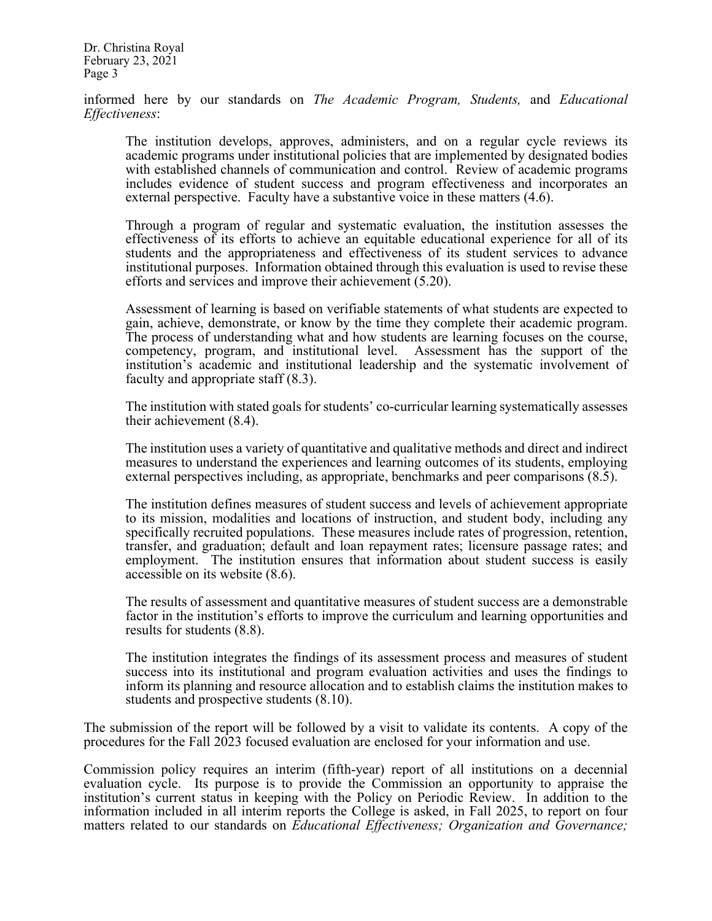informed here by our standards on *The Academic Program, Students,* and *Educational Effectiveness*:

> The institution develops, approves, administers, and on a regular cycle reviews its academic programs under institutional policies that are implemented by designated bodies with established channels of communication and control. Review of academic programs includes evidence of student success and program effectiveness and incorporates an external perspective. Faculty have a substantive voice in these matters (4.6).
>
> Through a program of regular and systematic evaluation, the institution assesses the effectiveness of its efforts to achieve an equitable educational experience for all of its students and the appropriateness and effectiveness of its student services to advance institutional purposes. Information obtained through this evaluation is used to revise these efforts and services and improve their achievement (5.20).
>
> Assessment of learning is based on verifiable statements of what students are expected to gain, achieve, demonstrate, or know by the time they complete their academic program. The process of understanding what and how students are learning focuses on the course, competency, program, and institutional level. Assessment has the support of the institution's academic and institutional leadership and the systematic involvement of faculty and appropriate staff (8.3).
>
> The institution with stated goals for students' co-curricular learning systematically assesses their achievement (8.4).
>
> The institution uses a variety of quantitative and qualitative methods and direct and indirect measures to understand the experiences and learning outcomes of its students, employing external perspectives including, as appropriate, benchmarks and peer comparisons (8.5).
>
> The institution defines measures of student success and levels of achievement appropriate to its mission, modalities and locations of instruction, and student body, including any specifically recruited populations. These measures include rates of progression, retention, transfer, and graduation; default and loan repayment rates; licensure passage rates; and employment. The institution ensures that information about student success is easily accessible on its website (8.6).
>
> The results of assessment and quantitative measures of student success are a demonstrable factor in the institution's efforts to improve the curriculum and learning opportunities and results for students (8.8).
>
> The institution integrates the findings of its assessment process and measures of student success into its institutional and program evaluation activities and uses the findings to inform its planning and resource allocation and to establish claims the institution makes to students and prospective students (8.10).

The submission of the report will be followed by a visit to validate its contents. A copy of the procedures for the Fall 2023 focused evaluation are enclosed for your information and use.

Commission policy requires an interim (fifth-year) report of all institutions on a decennial evaluation cycle. Its purpose is to provide the Commission an opportunity to appraise the institution's current status in keeping with the Policy on Periodic Review. In addition to the information included in all interim reports the College is asked, in Fall 2025, to report on four matters related to our standards on *Educational Effectiveness; Organization and Governance;*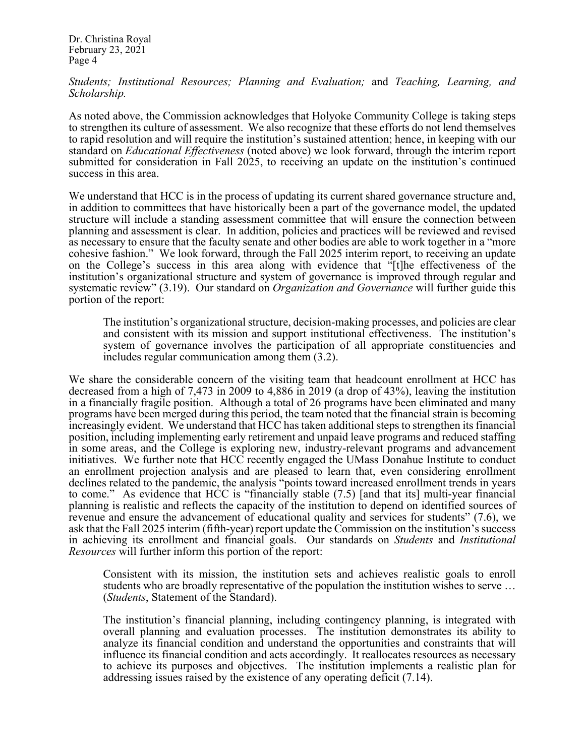*Students; Institutional Resources; Planning and Evaluation;* and *Teaching, Learning, and Scholarship.*

As noted above, the Commission acknowledges that Holyoke Community College is taking steps to strengthen its culture of assessment. We also recognize that these efforts do not lend themselves to rapid resolution and will require the institution's sustained attention; hence, in keeping with our standard on *Educational Effectiveness* (noted above) we look forward, through the interim report submitted for consideration in Fall 2025, to receiving an update on the institution's continued success in this area.

We understand that HCC is in the process of updating its current shared governance structure and, in addition to committees that have historically been a part of the governance model, the updated structure will include a standing assessment committee that will ensure the connection between planning and assessment is clear. In addition, policies and practices will be reviewed and revised as necessary to ensure that the faculty senate and other bodies are able to work together in a "more cohesive fashion." We look forward, through the Fall 2025 interim report, to receiving an update on the College's success in this area along with evidence that "[t]he effectiveness of the institution's organizational structure and system of governance is improved through regular and systematic review" (3.19). Our standard on *Organization and Governance* will further guide this portion of the report:

> The institution's organizational structure, decision-making processes, and policies are clear and consistent with its mission and support institutional effectiveness. The institution's system of governance involves the participation of all appropriate constituencies and includes regular communication among them (3.2).

We share the considerable concern of the visiting team that headcount enrollment at HCC has decreased from a high of 7,473 in 2009 to 4,886 in 2019 (a drop of 43%), leaving the institution in a financially fragile position. Although a total of 26 programs have been eliminated and many programs have been merged during this period, the team noted that the financial strain is becoming increasingly evident. We understand that HCC has taken additional steps to strengthen its financial position, including implementing early retirement and unpaid leave programs and reduced staffing in some areas, and the College is exploring new, industry-relevant programs and advancement initiatives. We further note that HCC recently engaged the UMass Donahue Institute to conduct an enrollment projection analysis and are pleased to learn that, even considering enrollment declines related to the pandemic, the analysis "points toward increased enrollment trends in years to come." As evidence that HCC is "financially stable (7.5) [and that its] multi-year financial planning is realistic and reflects the capacity of the institution to depend on identified sources of revenue and ensure the advancement of educational quality and services for students" (7.6), we ask that the Fall 2025 interim (fifth-year) report update the Commission on the institution's success in achieving its enrollment and financial goals. Our standards on *Students* and *Institutional Resources* will further inform this portion of the report:

> Consistent with its mission, the institution sets and achieves realistic goals to enroll students who are broadly representative of the population the institution wishes to serve … (*Students*, Statement of the Standard).

> The institution's financial planning, including contingency planning, is integrated with overall planning and evaluation processes. The institution demonstrates its ability to analyze its financial condition and understand the opportunities and constraints that will influence its financial condition and acts accordingly. It reallocates resources as necessary to achieve its purposes and objectives. The institution implements a realistic plan for addressing issues raised by the existence of any operating deficit (7.14).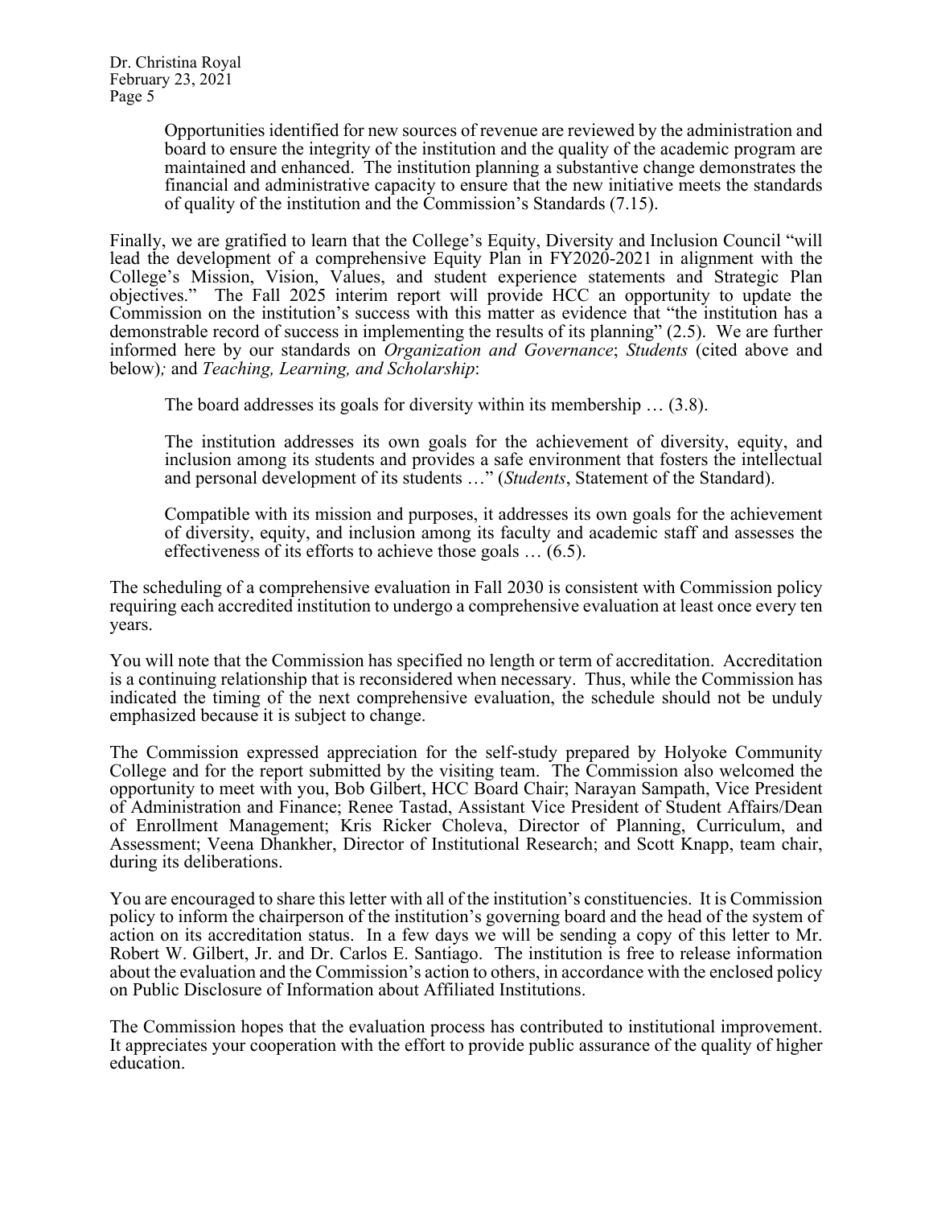> Opportunities identified for new sources of revenue are reviewed by the administration and board to ensure the integrity of the institution and the quality of the academic program are maintained and enhanced. The institution planning a substantive change demonstrates the financial and administrative capacity to ensure that the new initiative meets the standards of quality of the institution and the Commission's Standards (7.15).

Finally, we are gratified to learn that the College's Equity, Diversity and Inclusion Council "will lead the development of a comprehensive Equity Plan in FY2020-2021 in alignment with the College's Mission, Vision, Values, and student experience statements and Strategic Plan objectives." The Fall 2025 interim report will provide HCC an opportunity to update the Commission on the institution's success with this matter as evidence that "the institution has a demonstrable record of success in implementing the results of its planning" (2.5). We are further informed here by our standards on *Organization and Governance*; *Students* (cited above and below)*;* and *Teaching, Learning, and Scholarship*:

> The board addresses its goals for diversity within its membership … (3.8).
>
> The institution addresses its own goals for the achievement of diversity, equity, and inclusion among its students and provides a safe environment that fosters the intellectual and personal development of its students …" (*Students*, Statement of the Standard).
>
> Compatible with its mission and purposes, it addresses its own goals for the achievement of diversity, equity, and inclusion among its faculty and academic staff and assesses the effectiveness of its efforts to achieve those goals … (6.5).

The scheduling of a comprehensive evaluation in Fall 2030 is consistent with Commission policy requiring each accredited institution to undergo a comprehensive evaluation at least once every ten years.

You will note that the Commission has specified no length or term of accreditation. Accreditation is a continuing relationship that is reconsidered when necessary. Thus, while the Commission has indicated the timing of the next comprehensive evaluation, the schedule should not be unduly emphasized because it is subject to change.

The Commission expressed appreciation for the self-study prepared by Holyoke Community College and for the report submitted by the visiting team. The Commission also welcomed the opportunity to meet with you, Bob Gilbert, HCC Board Chair; Narayan Sampath, Vice President of Administration and Finance; Renee Tastad, Assistant Vice President of Student Affairs/Dean of Enrollment Management; Kris Ricker Choleva, Director of Planning, Curriculum, and Assessment; Veena Dhankher, Director of Institutional Research; and Scott Knapp, team chair, during its deliberations.

You are encouraged to share this letter with all of the institution's constituencies. It is Commission policy to inform the chairperson of the institution's governing board and the head of the system of action on its accreditation status. In a few days we will be sending a copy of this letter to Mr. Robert W. Gilbert, Jr. and Dr. Carlos E. Santiago. The institution is free to release information about the evaluation and the Commission's action to others, in accordance with the enclosed policy on Public Disclosure of Information about Affiliated Institutions.

The Commission hopes that the evaluation process has contributed to institutional improvement. It appreciates your cooperation with the effort to provide public assurance of the quality of higher education.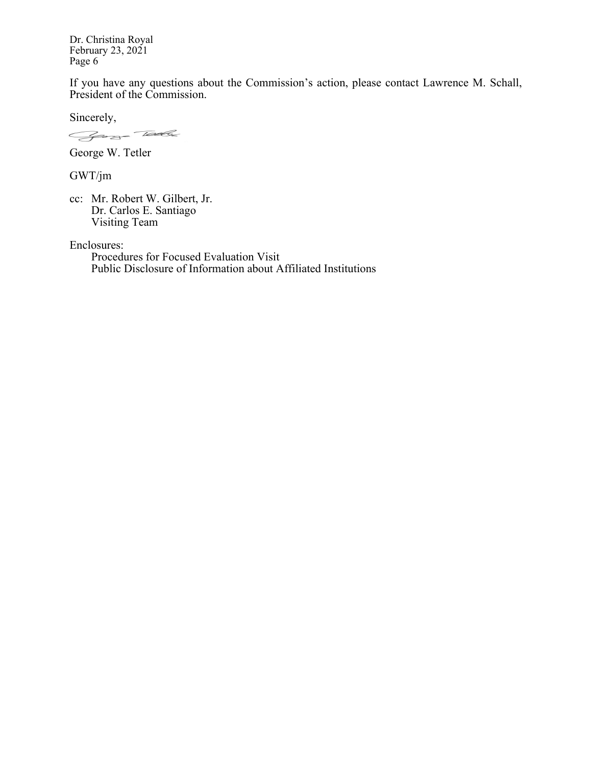If you have any questions about the Commission's action, please contact Lawrence M. Schall, President of the Commission.

Sincerely,

George W. Tetler

GWT/jm

cc: Mr. Robert W. Gilbert, Jr.
Dr. Carlos E. Santiago
Visiting Team

Enclosures:
Procedures for Focused Evaluation Visit
Public Disclosure of Information about Affiliated Institutions